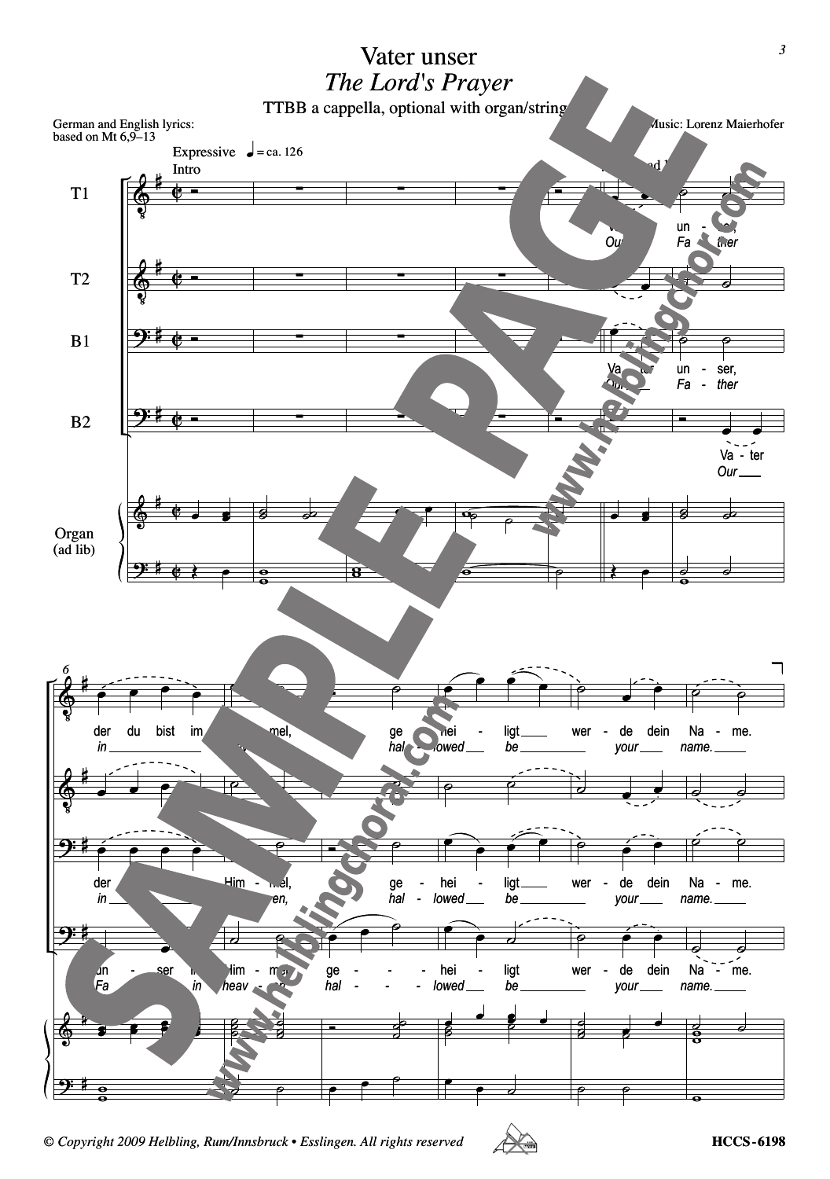# Vater unser

## *The Lord's Prayer*

TTBB a cappella, optional with organ/strings

German and English lyrics: based on Mt 6,9–13

Music: Lorenz Maierhofer

Expressive ♩ = ca. 126

Intro

T1: Vater unser, der du bist im Himmel, geheiligt werde dein Name.
*Our Father in heaven, hallowed be your name.*

T2

B1: Vater unser, der Himmel, geheiligt werde dein Name.
*Our Father in heaven, hallowed be your name.*

B2: Vater unser im Himmel, geheiligt werde dein Name.
*Our Father in heaven, hallowed be your name.*

Organ (ad lib)

SAMPLE PAGE

www.helblingchor.com

www.helblingchoral.com

© Copyright 2009 Helbling, Rum/Innsbruck • Esslingen. All rights reserved

HCCS-6198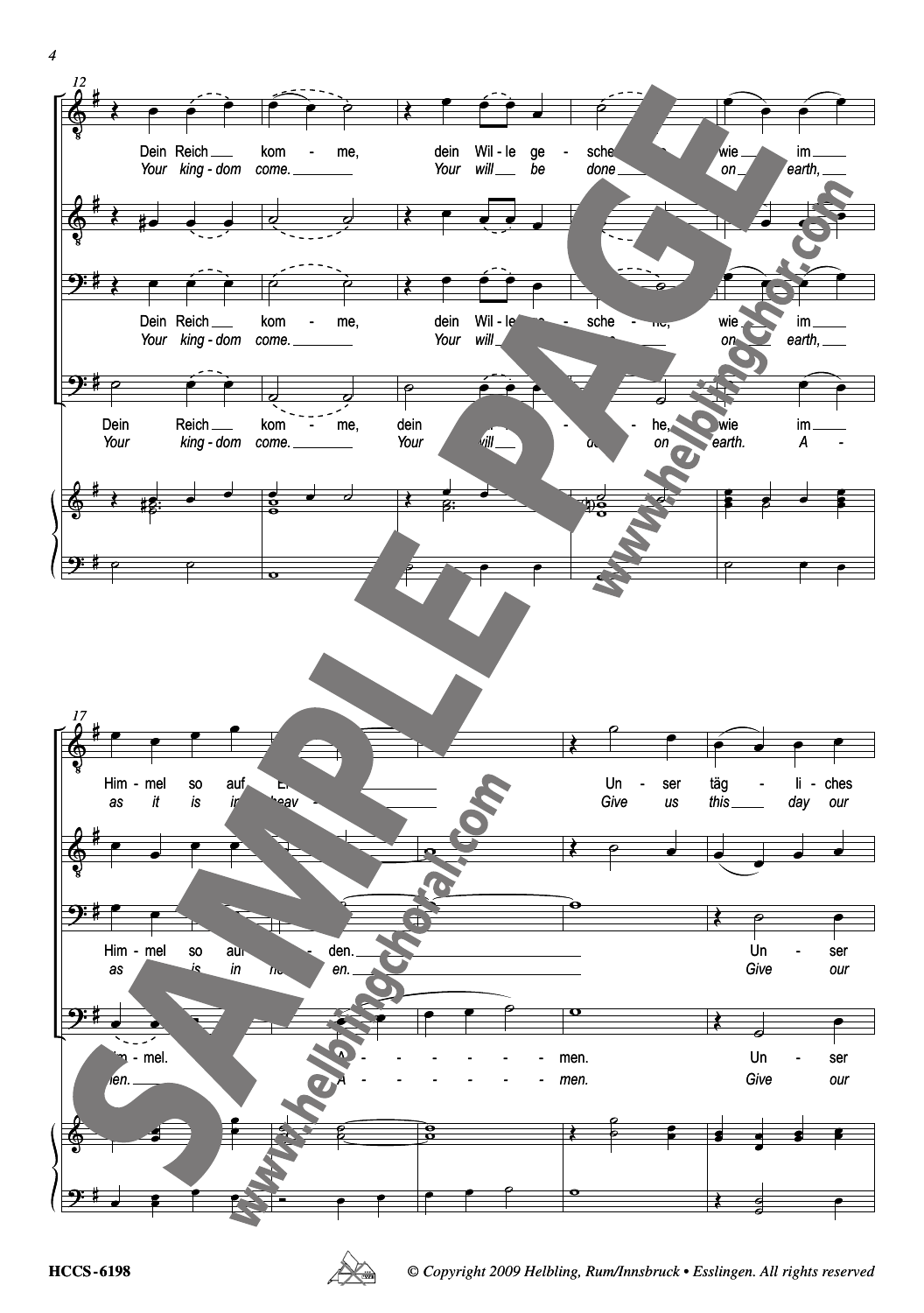Dein Reich komme, dein Wille geschehe, wie im Himmel so auf Erden. Unser tägliches

*Your kingdom come. Your will be done on earth, as it is in heaven. Give us this day our*

Dein Reich komme, dein Wille geschehe, wie im Himmel so auf Erden. Unser

*Your kingdom come. Your will be done on earth, as it is in heaven. Give our*

Dein Reich komme, dein Wille geschehe, wie im Himmel. Amen. Unser

*Your kingdom come. Your will be done on earth. Amen. Give our*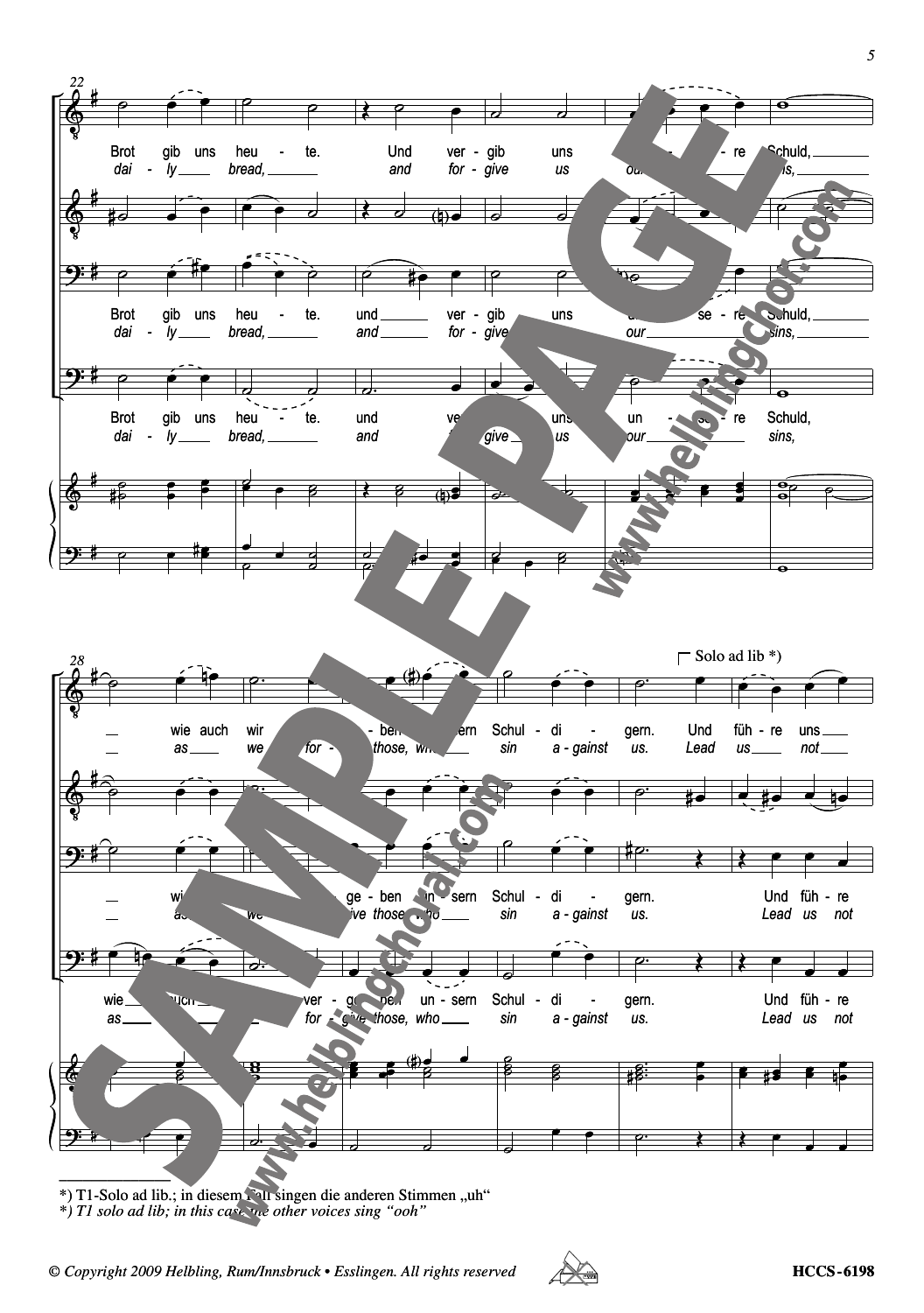22

Brot gib uns heu - te. Und ver - gib uns un - se - re Schuld,
*dai - ly bread, and for - give us our sins,*

Brot gib uns heu - te. und ver - gib uns un - se - re Schuld,
*dai - ly bread, and for - give us our sins,*

Brot gib uns heu - te. und ver - gib uns un - se - re Schuld,
*dai - ly bread, and for - give us our sins,*

28

Solo ad lib *)

wie auch wir ver - ge - ben un - sern Schul - di - gern. Und füh - re uns
*as we for - give those, who sin a - gainst us. Lead us not*

wie auch wir ver - ge - ben un - sern Schul - di - gern. Und füh - re
*as we for - give those, who sin a - gainst us. Lead us not*

wie auch wir ver - ge - ben un - sern Schul - di - gern. Und füh - re
*as we for - give those, who sin a - gainst us. Lead us not*

*) T1-Solo ad lib.; in diesem Fall singen die anderen Stimmen „uh"
*\*) T1 solo ad lib; in this case the other voices sing "ooh"*

*© Copyright 2009 Helbling, Rum/Innsbruck • Esslingen. All rights reserved*

HCCS-6198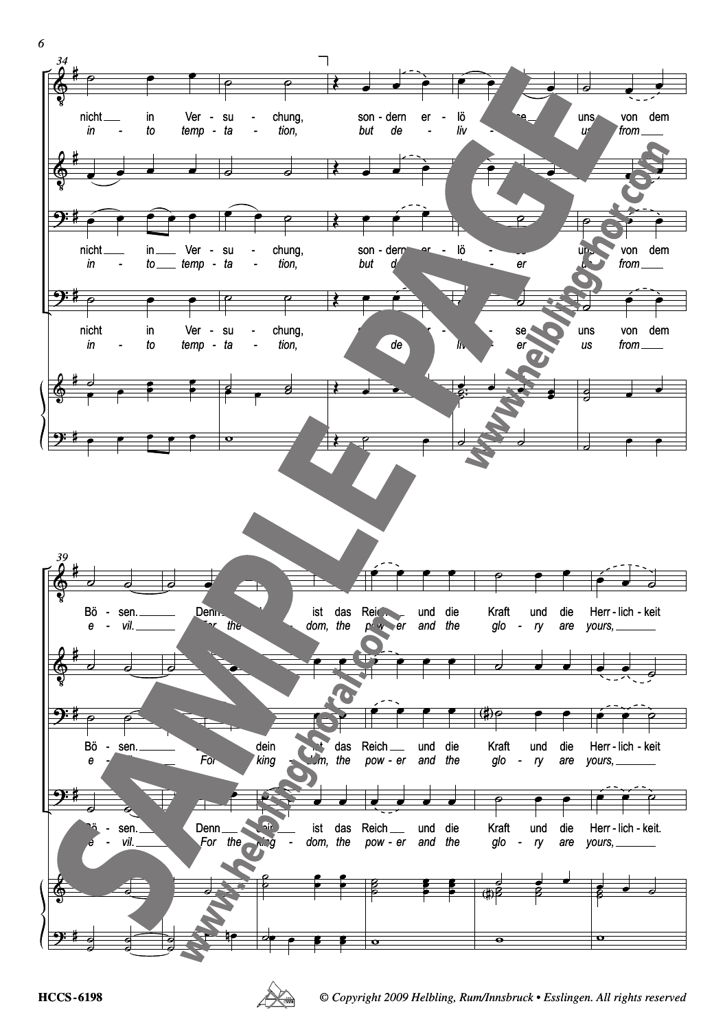nicht in Ver - su - chung, son - dern er - lö - se uns von dem

*in - to temp - ta - tion, but de - liv - er us from*

Bö - sen. Denn dein ist das Reich und die Kraft und die Herr - lich - keit.

*e - vil. For the king - dom, the pow - er and the glo - ry are yours,*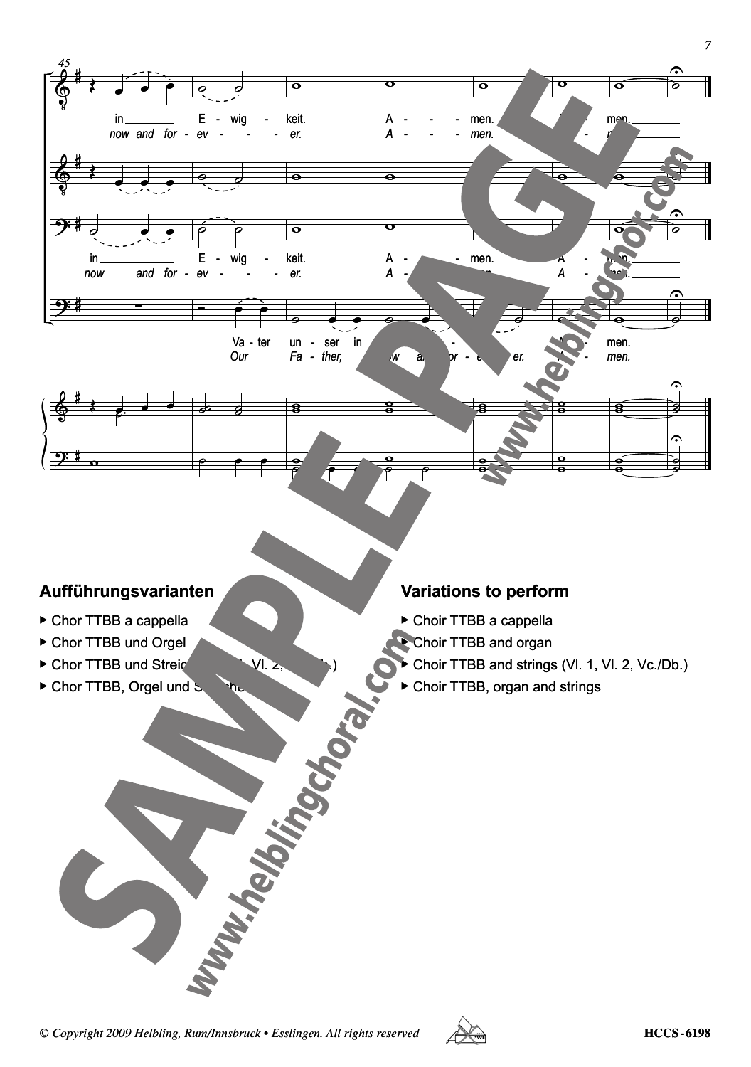## Aufführungsvarianten

- Chor TTBB a cappella
- Chor TTBB und Orgel
- Chor TTBB und Streic... ...Vl. 2, ...)
- Chor TTBB, Orgel und S...

## Variations to perform

- Choir TTBB a cappella
- Choir TTBB and organ
- Choir TTBB and strings (Vl. 1, Vl. 2, Vc./Db.)
- Choir TTBB, organ and strings

*© Copyright 2009 Helbling, Rum/Innsbruck • Esslingen. All rights reserved*

**HCCS-6198**